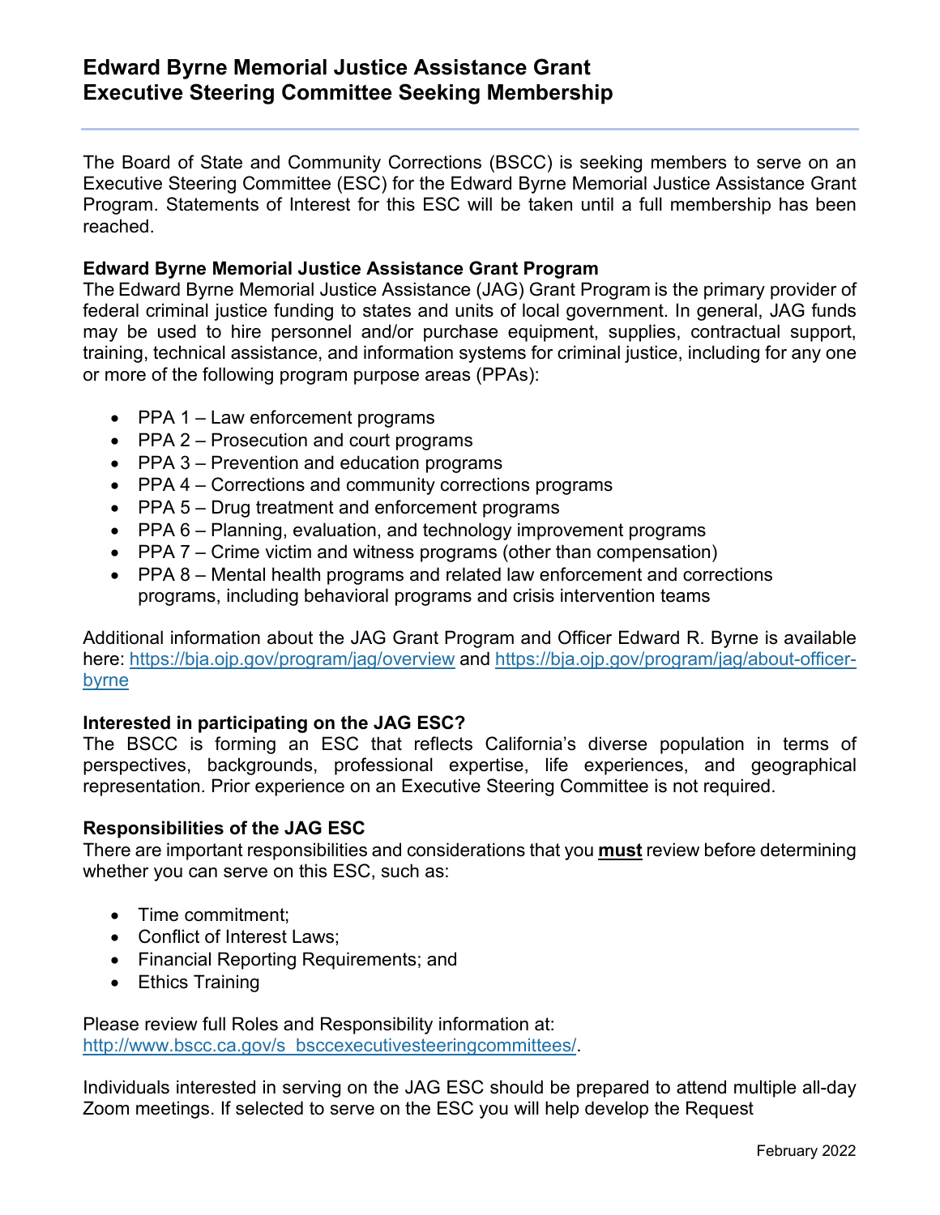# Edward Byrne Memorial Justice Assistance Grant Executive Steering Committee Seeking Membership

The Board of State and Community Corrections (BSCC) is seeking members to serve on an Executive Steering Committee (ESC) for the Edward Byrne Memorial Justice Assistance Grant Program. Statements of Interest for this ESC will be taken until a full membership has been reached.

**Edward Byrne Memorial Justice Assistance Grant Program**

The Edward Byrne Memorial Justice Assistance (JAG) Grant Program is the primary provider of federal criminal justice funding to states and units of local government. In general, JAG funds may be used to hire personnel and/or purchase equipment, supplies, contractual support, training, technical assistance, and information systems for criminal justice, including for any one or more of the following program purpose areas (PPAs):

- PPA 1 – Law enforcement programs
- PPA 2 – Prosecution and court programs
- PPA 3 – Prevention and education programs
- PPA 4 – Corrections and community corrections programs
- PPA 5 – Drug treatment and enforcement programs
- PPA 6 – Planning, evaluation, and technology improvement programs
- PPA 7 – Crime victim and witness programs (other than compensation)
- PPA 8 – Mental health programs and related law enforcement and corrections programs, including behavioral programs and crisis intervention teams

Additional information about the JAG Grant Program and Officer Edward R. Byrne is available here: https://bja.ojp.gov/program/jag/overview and https://bja.ojp.gov/program/jag/about-officer-byrne

**Interested in participating on the JAG ESC?**

The BSCC is forming an ESC that reflects California's diverse population in terms of perspectives, backgrounds, professional expertise, life experiences, and geographical representation. Prior experience on an Executive Steering Committee is not required.

**Responsibilities of the JAG ESC**

There are important responsibilities and considerations that you **must** review before determining whether you can serve on this ESC, such as:

- Time commitment;
- Conflict of Interest Laws;
- Financial Reporting Requirements; and
- Ethics Training

Please review full Roles and Responsibility information at: http://www.bscc.ca.gov/s_bsccexecutivesteeringcommittees/.

Individuals interested in serving on the JAG ESC should be prepared to attend multiple all-day Zoom meetings. If selected to serve on the ESC you will help develop the Request

February 2022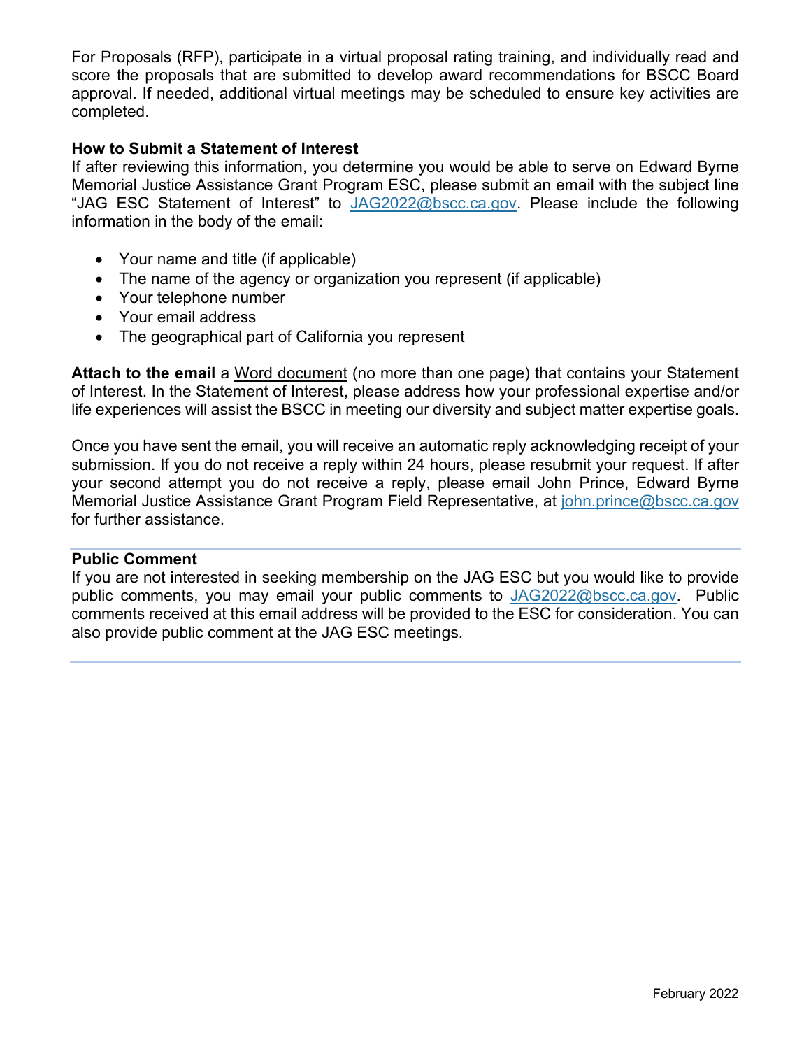For Proposals (RFP), participate in a virtual proposal rating training, and individually read and score the proposals that are submitted to develop award recommendations for BSCC Board approval. If needed, additional virtual meetings may be scheduled to ensure key activities are completed.

**How to Submit a Statement of Interest**

If after reviewing this information, you determine you would be able to serve on Edward Byrne Memorial Justice Assistance Grant Program ESC, please submit an email with the subject line "JAG ESC Statement of Interest" to JAG2022@bscc.ca.gov. Please include the following information in the body of the email:

- Your name and title (if applicable)
- The name of the agency or organization you represent (if applicable)
- Your telephone number
- Your email address
- The geographical part of California you represent

**Attach to the email** a Word document (no more than one page) that contains your Statement of Interest. In the Statement of Interest, please address how your professional expertise and/or life experiences will assist the BSCC in meeting our diversity and subject matter expertise goals.

Once you have sent the email, you will receive an automatic reply acknowledging receipt of your submission. If you do not receive a reply within 24 hours, please resubmit your request. If after your second attempt you do not receive a reply, please email John Prince, Edward Byrne Memorial Justice Assistance Grant Program Field Representative, at john.prince@bscc.ca.gov for further assistance.

**Public Comment**

If you are not interested in seeking membership on the JAG ESC but you would like to provide public comments, you may email your public comments to JAG2022@bscc.ca.gov. Public comments received at this email address will be provided to the ESC for consideration. You can also provide public comment at the JAG ESC meetings.

February 2022